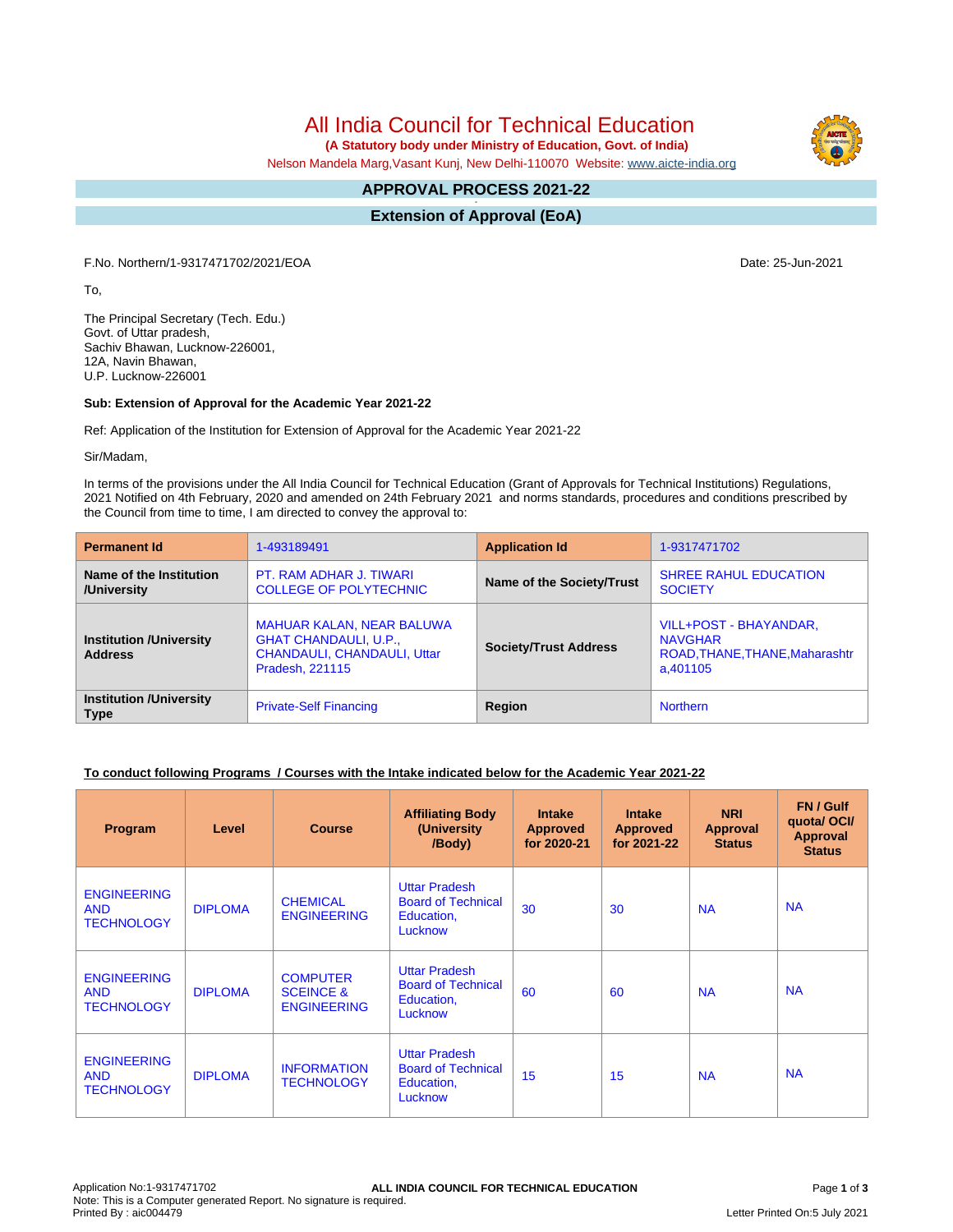# All India Council for Technical Education

**(A Statutory body under Ministry of Education, Govt. of India)**

Nelson Mandela Marg,Vasant Kunj, New Delhi-110070 Website: www.aicte-india.org

## APPROVAL PROCESS 2021-22

## Extension of Approval (EoA)

F.No. Northern/1-9317471702/2021/EOA

Date: 25-Jun-2021

To,

The Principal Secretary (Tech. Edu.)
Govt. of Uttar pradesh,
Sachiv Bhawan, Lucknow-226001,
12A, Navin Bhawan,
U.P. Lucknow-226001

**Sub: Extension of Approval for the Academic Year 2021-22**

Ref: Application of the Institution for Extension of Approval for the Academic Year 2021-22

Sir/Madam,

In terms of the provisions under the All India Council for Technical Education (Grant of Approvals for Technical Institutions) Regulations, 2021 Notified on 4th February, 2020 and amended on 24th February 2021 and norms standards, procedures and conditions prescribed by the Council from time to time, I am directed to convey the approval to:

| **Permanent Id** | 1-493189491 | **Application Id** | 1-9317471702 |
|---|---|---|---|
| **Name of the Institution /University** | PT. RAM ADHAR J. TIWARI COLLEGE OF POLYTECHNIC | **Name of the Society/Trust** | SHREE RAHUL EDUCATION SOCIETY |
| **Institution /University Address** | MAHUAR KALAN, NEAR BALUWA GHAT CHANDAULI, U.P., CHANDAULI, CHANDAULI, Uttar Pradesh, 221115 | **Society/Trust Address** | VILL+POST - BHAYANDAR, NAVGHAR ROAD,THANE,THANE,Maharashtra,401105 |
| **Institution /University Type** | Private-Self Financing | **Region** | Northern |

**To conduct following Programs / Courses with the Intake indicated below for the Academic Year 2021-22**

| Program | Level | Course | Affiliating Body (University /Body) | Intake Approved for 2020-21 | Intake Approved for 2021-22 | NRI Approval Status | FN / Gulf quota/ OCI/ Approval Status |
|---|---|---|---|---|---|---|---|
| ENGINEERING AND TECHNOLOGY | DIPLOMA | CHEMICAL ENGINEERING | Uttar Pradesh Board of Technical Education, Lucknow | 30 | 30 | NA | NA |
| ENGINEERING AND TECHNOLOGY | DIPLOMA | COMPUTER SCEINCE & ENGINEERING | Uttar Pradesh Board of Technical Education, Lucknow | 60 | 60 | NA | NA |
| ENGINEERING AND TECHNOLOGY | DIPLOMA | INFORMATION TECHNOLOGY | Uttar Pradesh Board of Technical Education, Lucknow | 15 | 15 | NA | NA |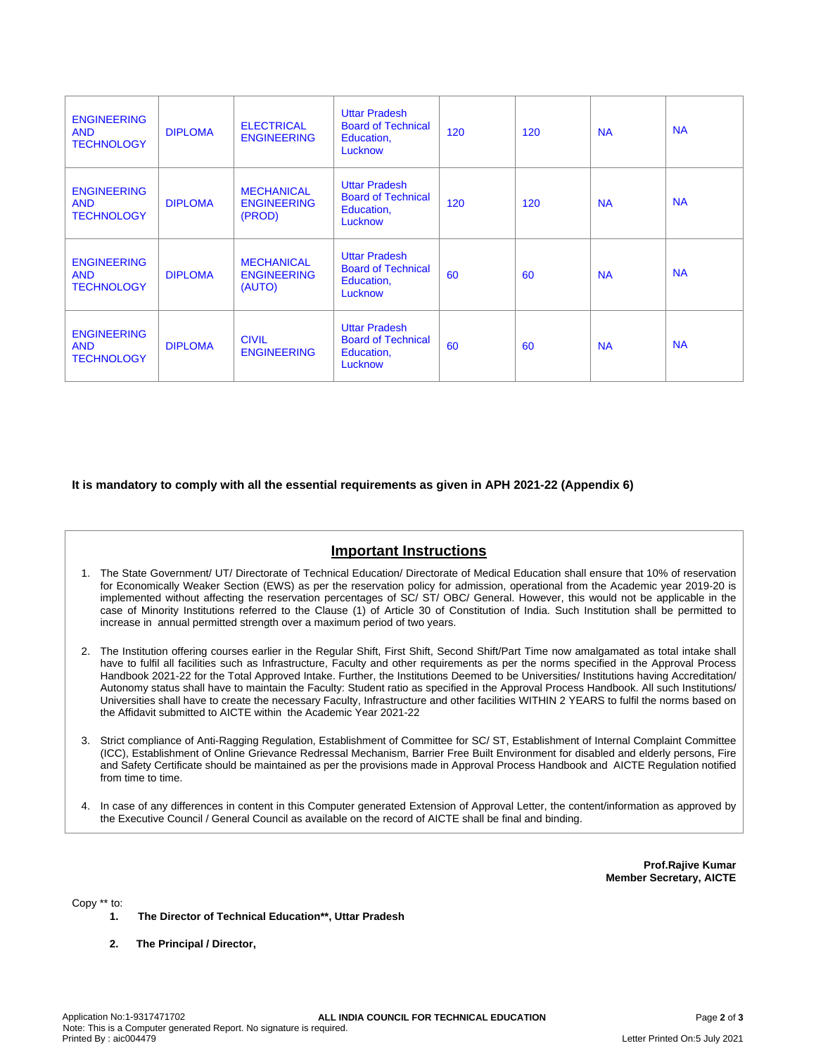| ENGINEERING AND TECHNOLOGY | DIPLOMA | ELECTRICAL ENGINEERING | Uttar Pradesh Board of Technical Education, Lucknow | 120 | 120 | NA | NA |
|---|---|---|---|---|---|---|---|
| ENGINEERING AND TECHNOLOGY | DIPLOMA | MECHANICAL ENGINEERING (PROD) | Uttar Pradesh Board of Technical Education, Lucknow | 120 | 120 | NA | NA |
| ENGINEERING AND TECHNOLOGY | DIPLOMA | MECHANICAL ENGINEERING (AUTO) | Uttar Pradesh Board of Technical Education, Lucknow | 60 | 60 | NA | NA |
| ENGINEERING AND TECHNOLOGY | DIPLOMA | CIVIL ENGINEERING | Uttar Pradesh Board of Technical Education, Lucknow | 60 | 60 | NA | NA |

**It is mandatory to comply with all the essential requirements as given in APH 2021-22 (Appendix 6)**

## Important Instructions

1. The State Government/ UT/ Directorate of Technical Education/ Directorate of Medical Education shall ensure that 10% of reservation for Economically Weaker Section (EWS) as per the reservation policy for admission, operational from the Academic year 2019-20 is implemented without affecting the reservation percentages of SC/ ST/ OBC/ General. However, this would not be applicable in the case of Minority Institutions referred to the Clause (1) of Article 30 of Constitution of India. Such Institution shall be permitted to increase in annual permitted strength over a maximum period of two years.

2. The Institution offering courses earlier in the Regular Shift, First Shift, Second Shift/Part Time now amalgamated as total intake shall have to fulfil all facilities such as Infrastructure, Faculty and other requirements as per the norms specified in the Approval Process Handbook 2021-22 for the Total Approved Intake. Further, the Institutions Deemed to be Universities/ Institutions having Accreditation/ Autonomy status shall have to maintain the Faculty: Student ratio as specified in the Approval Process Handbook. All such Institutions/ Universities shall have to create the necessary Faculty, Infrastructure and other facilities WITHIN 2 YEARS to fulfil the norms based on the Affidavit submitted to AICTE within the Academic Year 2021-22

3. Strict compliance of Anti-Ragging Regulation, Establishment of Committee for SC/ ST, Establishment of Internal Complaint Committee (ICC), Establishment of Online Grievance Redressal Mechanism, Barrier Free Built Environment for disabled and elderly persons, Fire and Safety Certificate should be maintained as per the provisions made in Approval Process Handbook and AICTE Regulation notified from time to time.

4. In case of any differences in content in this Computer generated Extension of Approval Letter, the content/information as approved by the Executive Council / General Council as available on the record of AICTE shall be final and binding.

**Prof.Rajive Kumar**
**Member Secretary, AICTE**

Copy ** to:

1. **The Director of Technical Education**, Uttar Pradesh**

2. **The Principal / Director,**

Application No:1-9317471702
ALL INDIA COUNCIL FOR TECHNICAL EDUCATION
Note: This is a Computer generated Report. No signature is required.
Printed By : aic004479
Letter Printed On:5 July 2021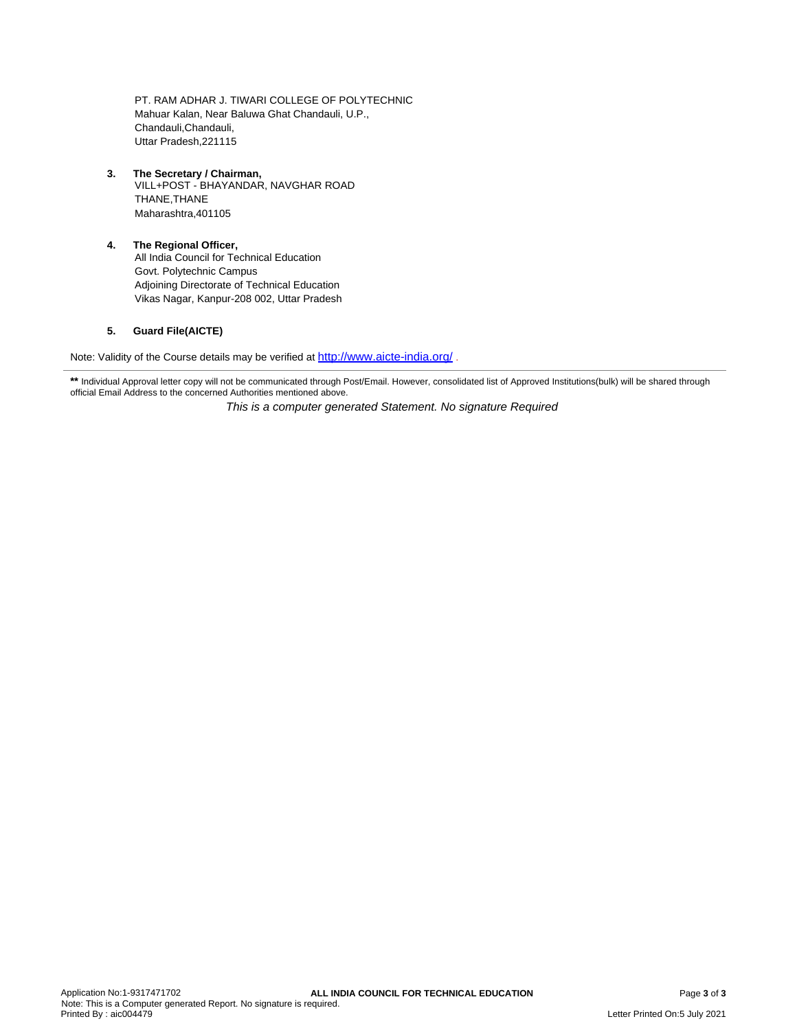PT. RAM ADHAR J. TIWARI COLLEGE OF POLYTECHNIC
Mahuar Kalan, Near Baluwa Ghat Chandauli, U.P.,
Chandauli,Chandauli,
Uttar Pradesh,221115

3. **The Secretary / Chairman,**
   VILL+POST - BHAYANDAR, NAVGHAR ROAD
   THANE,THANE
   Maharashtra,401105

4. **The Regional Officer,**
   All India Council for Technical Education
   Govt. Polytechnic Campus
   Adjoining Directorate of Technical Education
   Vikas Nagar, Kanpur-208 002, Uttar Pradesh

5. **Guard File(AICTE)**

Note: Validity of the Course details may be verified at http://www.aicte-india.org/ .

---

**\*\*** Individual Approval letter copy will not be communicated through Post/Email. However, consolidated list of Approved Institutions(bulk) will be shared through official Email Address to the concerned Authorities mentioned above.

*This is a computer generated Statement. No signature Required*